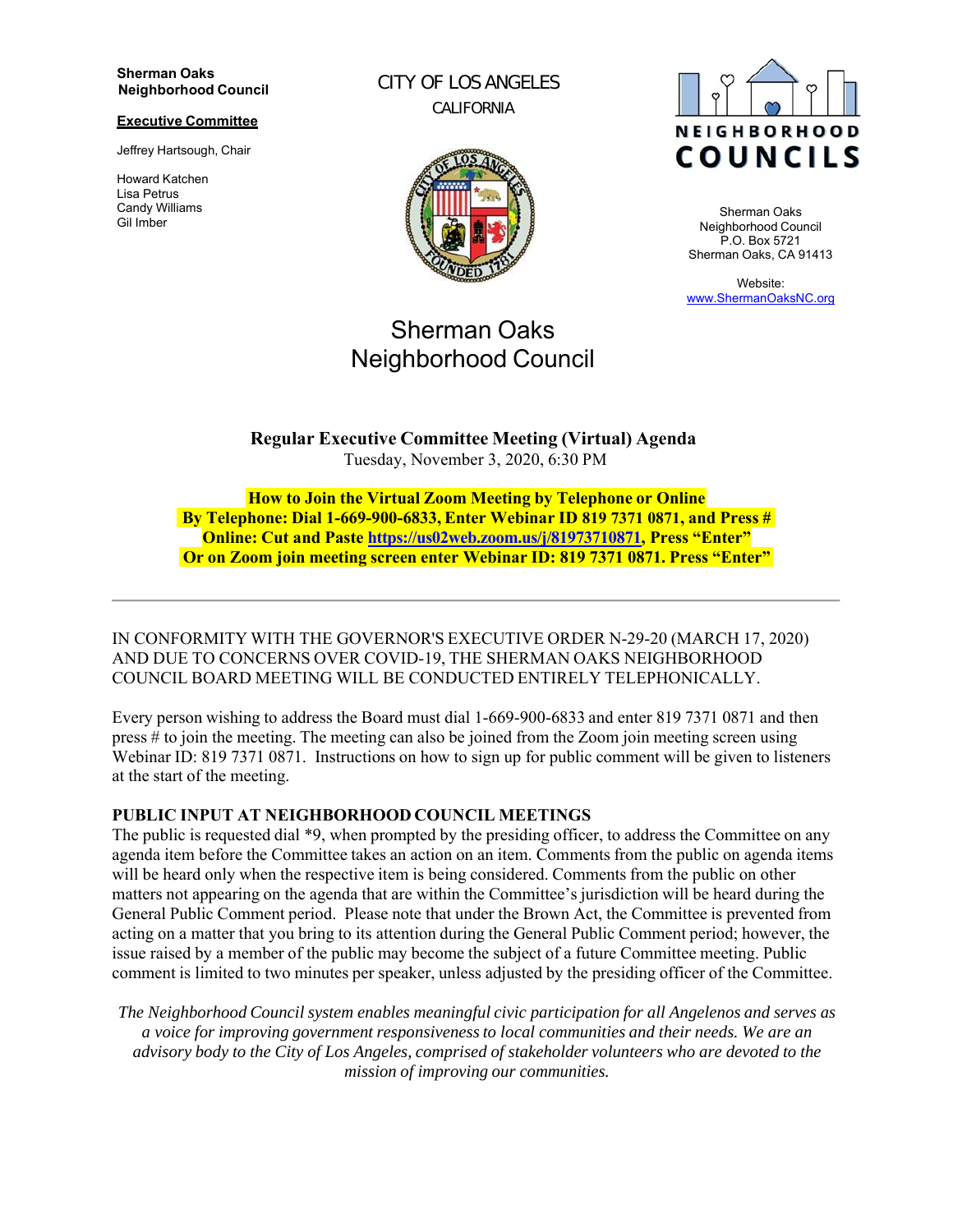**Sherman Oaks Neighborhood Council**

**Executive Committee**

Jeffrey Hartsough, Chair

Howard Katchen
Lisa Petrus
Candy Williams
Gil Imber

CITY OF LOS ANGELES
CALIFORNIA

NEIGHBORHOOD COUNCILS

Sherman Oaks
Neighborhood Council
P.O. Box 5721
Sherman Oaks, CA 91413

Website:
[www.ShermanOaksNC.org](http://www.ShermanOaksNC.org)

# Sherman Oaks Neighborhood Council

**Regular Executive Committee Meeting (Virtual) Agenda**
Tuesday, November 3, 2020, 6:30 PM

**How to Join the Virtual Zoom Meeting by Telephone or Online**
**By Telephone: Dial 1-669-900-6833, Enter Webinar ID 819 7371 0871, and Press #**
**Online: Cut and Paste [https://us02web.zoom.us/j/81973710871](https://us02web.zoom.us/j/81973710871), Press "Enter"**
**Or on Zoom join meeting screen enter Webinar ID: 819 7371 0871. Press "Enter"**

---

IN CONFORMITY WITH THE GOVERNOR'S EXECUTIVE ORDER N-29-20 (MARCH 17, 2020) AND DUE TO CONCERNS OVER COVID-19, THE SHERMAN OAKS NEIGHBORHOOD COUNCIL BOARD MEETING WILL BE CONDUCTED ENTIRELY TELEPHONICALLY.

Every person wishing to address the Board must dial 1-669-900-6833 and enter 819 7371 0871 and then press # to join the meeting. The meeting can also be joined from the Zoom join meeting screen using Webinar ID: 819 7371 0871. Instructions on how to sign up for public comment will be given to listeners at the start of the meeting.

**PUBLIC INPUT AT NEIGHBORHOOD COUNCIL MEETINGS**
The public is requested dial *9, when prompted by the presiding officer, to address the Committee on any agenda item before the Committee takes an action on an item. Comments from the public on agenda items will be heard only when the respective item is being considered. Comments from the public on other matters not appearing on the agenda that are within the Committee's jurisdiction will be heard during the General Public Comment period. Please note that under the Brown Act, the Committee is prevented from acting on a matter that you bring to its attention during the General Public Comment period; however, the issue raised by a member of the public may become the subject of a future Committee meeting. Public comment is limited to two minutes per speaker, unless adjusted by the presiding officer of the Committee.

*The Neighborhood Council system enables meaningful civic participation for all Angelenos and serves as a voice for improving government responsiveness to local communities and their needs. We are an advisory body to the City of Los Angeles, comprised of stakeholder volunteers who are devoted to the mission of improving our communities.*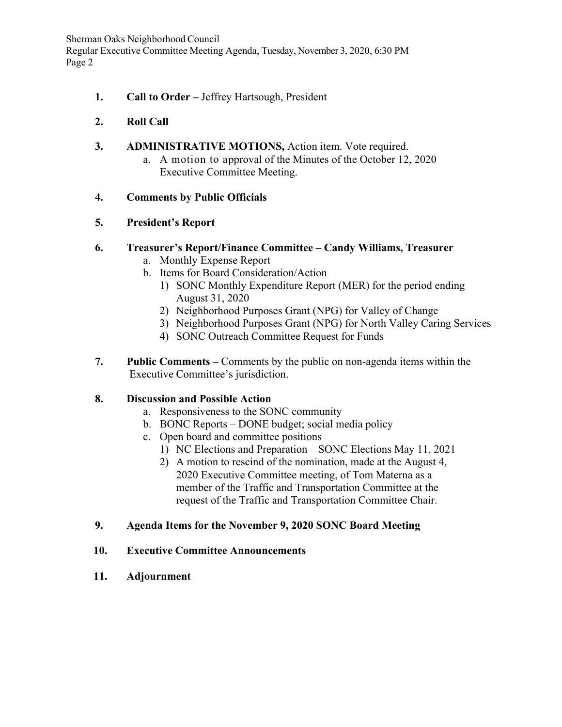1. **Call to Order –** Jeffrey Hartsough, President

2. **Roll Call**

3. **ADMINISTRATIVE MOTIONS,** Action item. Vote required.
   a. A motion to approval of the Minutes of the October 12, 2020 Executive Committee Meeting.

4. **Comments by Public Officials**

5. **President's Report**

6. **Treasurer's Report/Finance Committee – Candy Williams, Treasurer**
   a. Monthly Expense Report
   b. Items for Board Consideration/Action
      1) SONC Monthly Expenditure Report (MER) for the period ending August 31, 2020
      2) Neighborhood Purposes Grant (NPG) for Valley of Change
      3) Neighborhood Purposes Grant (NPG) for North Valley Caring Services
      4) SONC Outreach Committee Request for Funds

7. **Public Comments –** Comments by the public on non-agenda items within the Executive Committee's jurisdiction.

8. **Discussion and Possible Action**
   a. Responsiveness to the SONC community
   b. BONC Reports – DONE budget; social media policy
   c. Open board and committee positions
      1) NC Elections and Preparation – SONC Elections May 11, 2021
      2) A motion to rescind of the nomination, made at the August 4, 2020 Executive Committee meeting, of Tom Materna as a member of the Traffic and Transportation Committee at the request of the Traffic and Transportation Committee Chair.

9. **Agenda Items for the November 9, 2020 SONC Board Meeting**

10. **Executive Committee Announcements**

11. **Adjournment**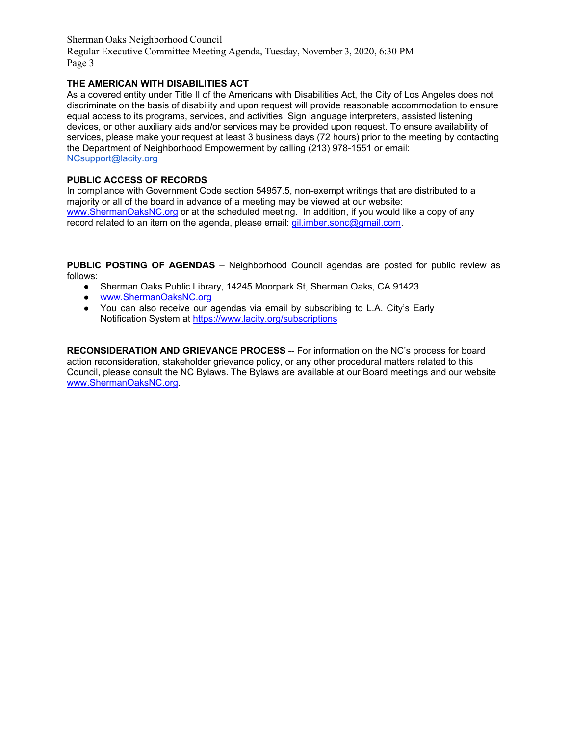**THE AMERICAN WITH DISABILITIES ACT**
As a covered entity under Title II of the Americans with Disabilities Act, the City of Los Angeles does not discriminate on the basis of disability and upon request will provide reasonable accommodation to ensure equal access to its programs, services, and activities. Sign language interpreters, assisted listening devices, or other auxiliary aids and/or services may be provided upon request. To ensure availability of services, please make your request at least 3 business days (72 hours) prior to the meeting by contacting the Department of Neighborhood Empowerment by calling (213) 978-1551 or email: NCsupport@lacity.org

**PUBLIC ACCESS OF RECORDS**
In compliance with Government Code section 54957.5, non-exempt writings that are distributed to a majority or all of the board in advance of a meeting may be viewed at our website: www.ShermanOaksNC.org or at the scheduled meeting. In addition, if you would like a copy of any record related to an item on the agenda, please email: gil.imber.sonc@gmail.com.

**PUBLIC POSTING OF AGENDAS** – Neighborhood Council agendas are posted for public review as follows:

- Sherman Oaks Public Library, 14245 Moorpark St, Sherman Oaks, CA 91423.
- www.ShermanOaksNC.org
- You can also receive our agendas via email by subscribing to L.A. City's Early Notification System at https://www.lacity.org/subscriptions

**RECONSIDERATION AND GRIEVANCE PROCESS** -- For information on the NC's process for board action reconsideration, stakeholder grievance policy, or any other procedural matters related to this Council, please consult the NC Bylaws. The Bylaws are available at our Board meetings and our website www.ShermanOaksNC.org.